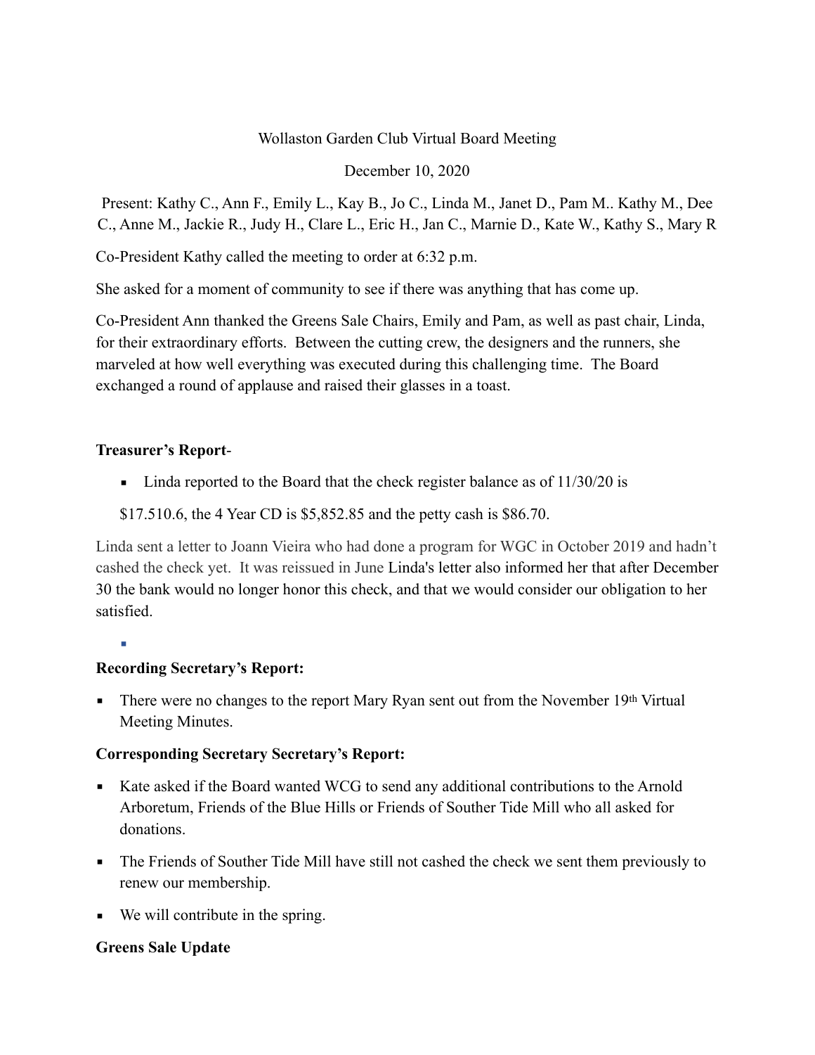Wollaston Garden Club Virtual Board Meeting

December 10, 2020

Present: Kathy C., Ann F., Emily L., Kay B., Jo C., Linda M., Janet D., Pam M.. Kathy M., Dee C., Anne M., Jackie R., Judy H., Clare L., Eric H., Jan C., Marnie D., Kate W., Kathy S., Mary R

Co-President Kathy called the meeting to order at 6:32 p.m.

She asked for a moment of community to see if there was anything that has come up.

Co-President Ann thanked the Greens Sale Chairs, Emily and Pam, as well as past chair, Linda, for their extraordinary efforts. Between the cutting crew, the designers and the runners, she marveled at how well everything was executed during this challenging time. The Board exchanged a round of applause and raised their glasses in a toast.

**Treasurer's Report**-

- Linda reported to the Board that the check register balance as of 11/30/20 is

$17.510.6, the 4 Year CD is $5,852.85 and the petty cash is $86.70.

Linda sent a letter to Joann Vieira who had done a program for WGC in October 2019 and hadn't cashed the check yet. It was reissued in June Linda's letter also informed her that after December 30 the bank would no longer honor this check, and that we would consider our obligation to her satisfied.

**Recording Secretary's Report:**

- There were no changes to the report Mary Ryan sent out from the November 19th Virtual Meeting Minutes.

**Corresponding Secretary Secretary's Report:**

- Kate asked if the Board wanted WCG to send any additional contributions to the Arnold Arboretum, Friends of the Blue Hills or Friends of Souther Tide Mill who all asked for donations.
- The Friends of Souther Tide Mill have still not cashed the check we sent them previously to renew our membership.
- We will contribute in the spring.

**Greens Sale Update**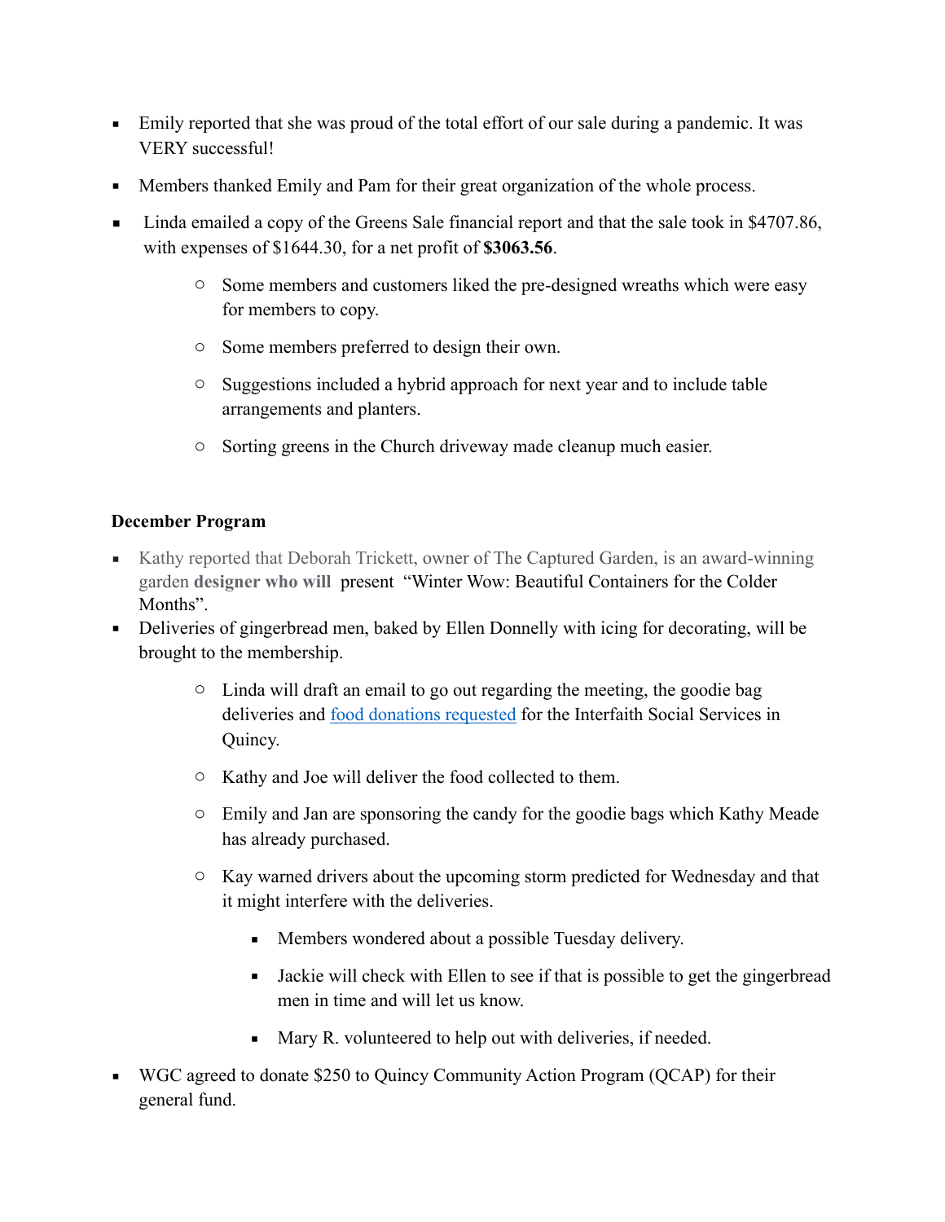- Emily reported that she was proud of the total effort of our sale during a pandemic. It was VERY successful!
- Members thanked Emily and Pam for their great organization of the whole process.
- Linda emailed a copy of the Greens Sale financial report and that the sale took in $4707.86, with expenses of $1644.30, for a net profit of **$3063.56**.
    - Some members and customers liked the pre-designed wreaths which were easy for members to copy.
    - Some members preferred to design their own.
    - Suggestions included a hybrid approach for next year and to include table arrangements and planters.
    - Sorting greens in the Church driveway made cleanup much easier.

**December Program**

- Kathy reported that Deborah Trickett, owner of The Captured Garden, is an award-winning garden **designer who will** present "Winter Wow: Beautiful Containers for the Colder Months".
- Deliveries of gingerbread men, baked by Ellen Donnelly with icing for decorating, will be brought to the membership.
    - Linda will draft an email to go out regarding the meeting, the goodie bag deliveries and food donations requested for the Interfaith Social Services in Quincy.
    - Kathy and Joe will deliver the food collected to them.
    - Emily and Jan are sponsoring the candy for the goodie bags which Kathy Meade has already purchased.
    - Kay warned drivers about the upcoming storm predicted for Wednesday and that it might interfere with the deliveries.
        - Members wondered about a possible Tuesday delivery.
        - Jackie will check with Ellen to see if that is possible to get the gingerbread men in time and will let us know.
        - Mary R. volunteered to help out with deliveries, if needed.
- WGC agreed to donate $250 to Quincy Community Action Program (QCAP) for their general fund.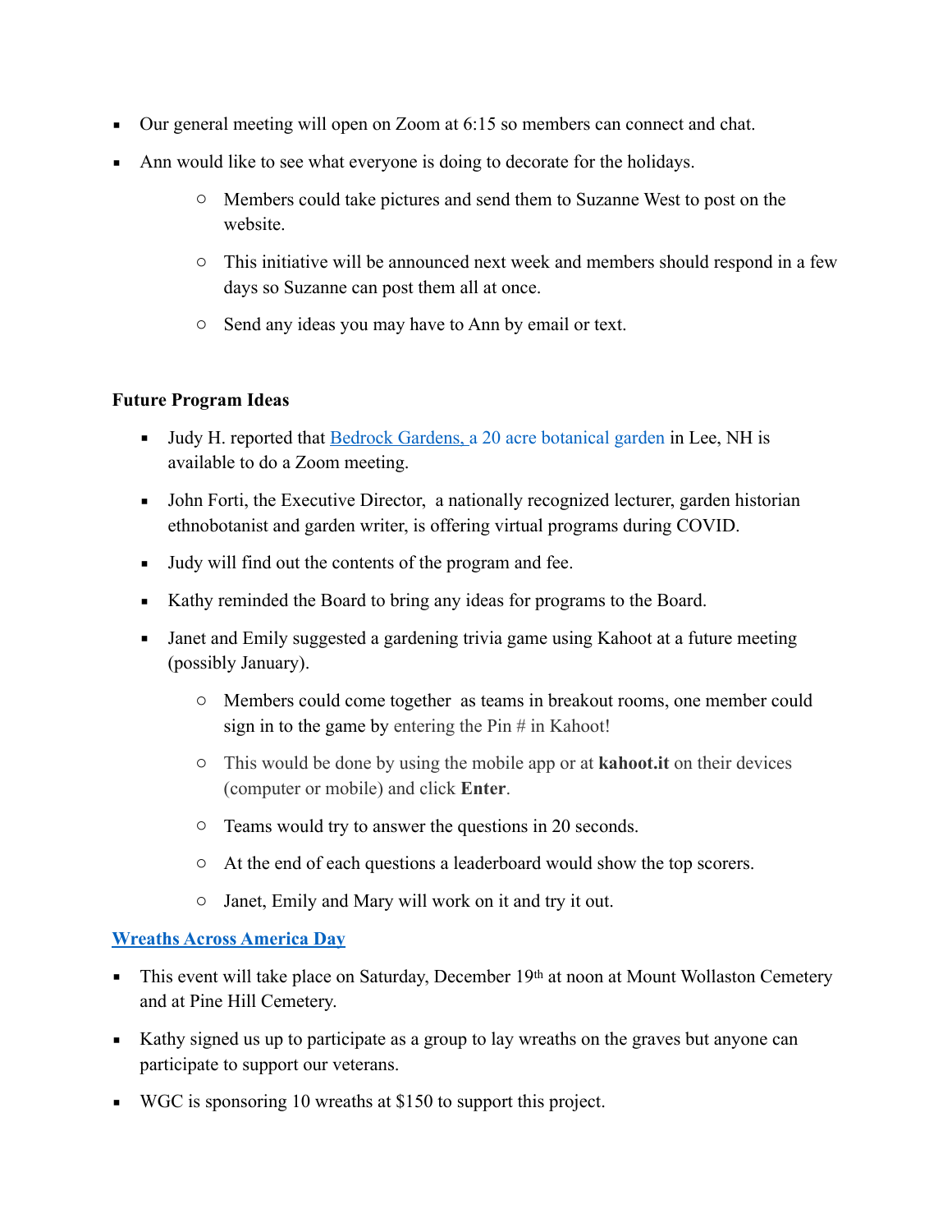- Our general meeting will open on Zoom at 6:15 so members can connect and chat.
- Ann would like to see what everyone is doing to decorate for the holidays.
    - Members could take pictures and send them to Suzanne West to post on the website.
    - This initiative will be announced next week and members should respond in a few days so Suzanne can post them all at once.
    - Send any ideas you may have to Ann by email or text.

**Future Program Ideas**

- Judy H. reported that [Bedrock Gardens, a 20 acre botanical garden](#) in Lee, NH is available to do a Zoom meeting.
- John Forti, the Executive Director, a nationally recognized lecturer, garden historian ethnobotanist and garden writer, is offering virtual programs during COVID.
- Judy will find out the contents of the program and fee.
- Kathy reminded the Board to bring any ideas for programs to the Board.
- Janet and Emily suggested a gardening trivia game using Kahoot at a future meeting (possibly January).
    - Members could come together as teams in breakout rooms, one member could sign in to the game by entering the Pin # in Kahoot!
    - This would be done by using the mobile app or at **kahoot.it** on their devices (computer or mobile) and click **Enter**.
    - Teams would try to answer the questions in 20 seconds.
    - At the end of each questions a leaderboard would show the top scorers.
    - Janet, Emily and Mary will work on it and try it out.

**[Wreaths Across America Day](#)**

- This event will take place on Saturday, December 19th at noon at Mount Wollaston Cemetery and at Pine Hill Cemetery.
- Kathy signed us up to participate as a group to lay wreaths on the graves but anyone can participate to support our veterans.
- WGC is sponsoring 10 wreaths at $150 to support this project.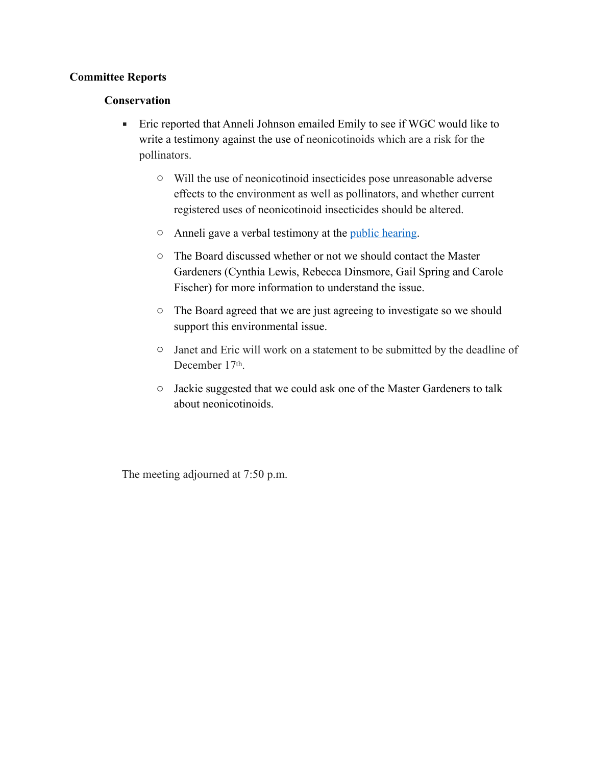**Committee Reports**

**Conservation**

- Eric reported that Anneli Johnson emailed Emily to see if WGC would like to write a testimony against the use of neonicotinoids which are a risk for the pollinators.
  - Will the use of neonicotinoid insecticides pose unreasonable adverse effects to the environment as well as pollinators, and whether current registered uses of neonicotinoid insecticides should be altered.
  - Anneli gave a verbal testimony at the public hearing.
  - The Board discussed whether or not we should contact the Master Gardeners (Cynthia Lewis, Rebecca Dinsmore, Gail Spring and Carole Fischer) for more information to understand the issue.
  - The Board agreed that we are just agreeing to investigate so we should support this environmental issue.
  - Janet and Eric will work on a statement to be submitted by the deadline of December 17th.
  - Jackie suggested that we could ask one of the Master Gardeners to talk about neonicotinoids.

The meeting adjourned at 7:50 p.m.